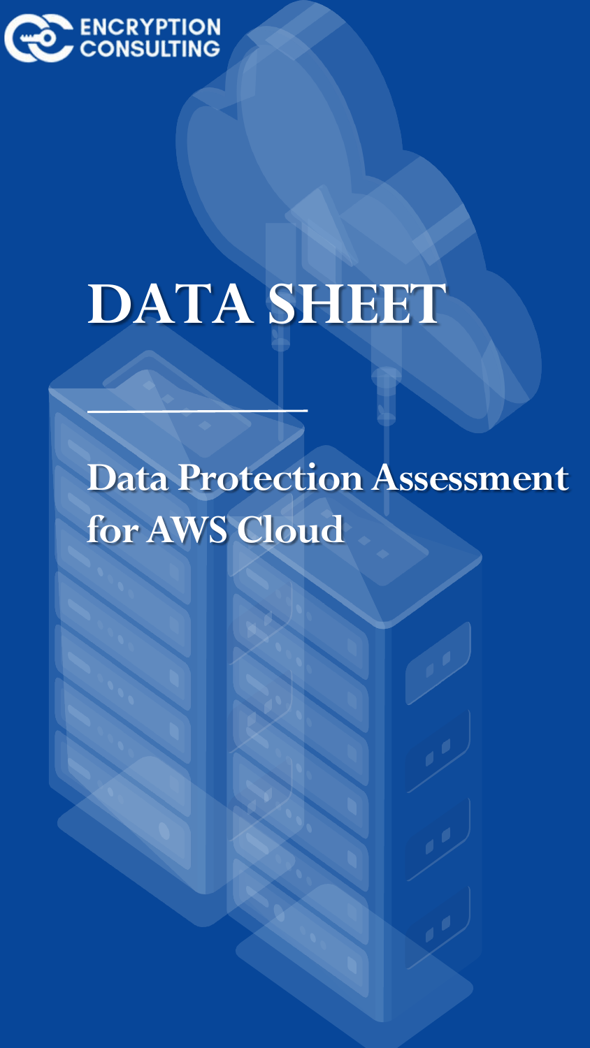ENCRYPTION CONSULTING

# DATA SHEET

## Data Protection Assessment for AWS Cloud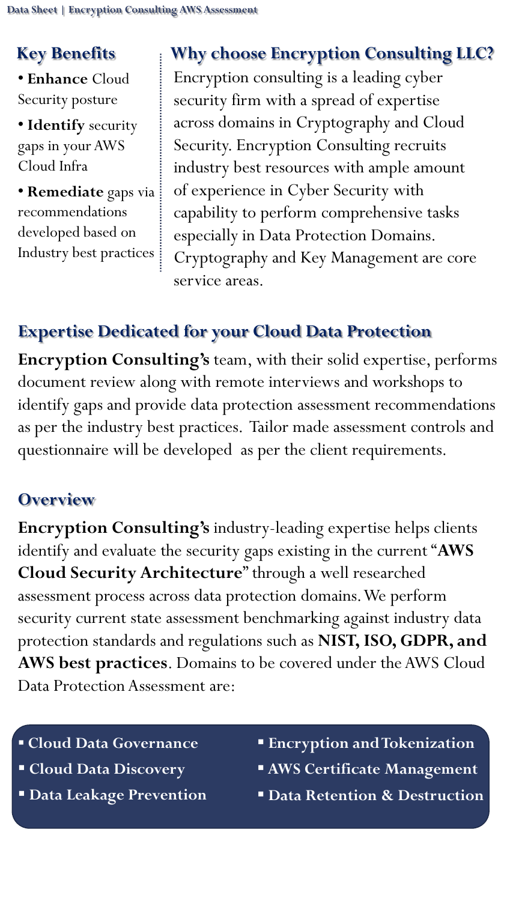## Key Benefits

- **Enhance** Cloud Security posture
- **Identify** security gaps in your AWS Cloud Infra
- **Remediate** gaps via recommendations developed based on Industry best practices

## Why choose Encryption Consulting LLC?

Encryption consulting is a leading cyber security firm with a spread of expertise across domains in Cryptography and Cloud Security. Encryption Consulting recruits industry best resources with ample amount of experience in Cyber Security with capability to perform comprehensive tasks especially in Data Protection Domains. Cryptography and Key Management are core service areas.

## Expertise Dedicated for your Cloud Data Protection

**Encryption Consulting's** team, with their solid expertise, performs document review along with remote interviews and workshops to identify gaps and provide data protection assessment recommendations as per the industry best practices. Tailor made assessment controls and questionnaire will be developed as per the client requirements.

## Overview

**Encryption Consulting's** industry-leading expertise helps clients identify and evaluate the security gaps existing in the current "**AWS Cloud Security Architecture**" through a well researched assessment process across data protection domains. We perform security current state assessment benchmarking against industry data protection standards and regulations such as **NIST, ISO, GDPR, and AWS best practices**. Domains to be covered under the AWS Cloud Data Protection Assessment are:

- **Cloud Data Governance**
- **Cloud Data Discovery**
- **Data Leakage Prevention**
- **Encryption and Tokenization**
- **AWS Certificate Management**
- **Data Retention & Destruction**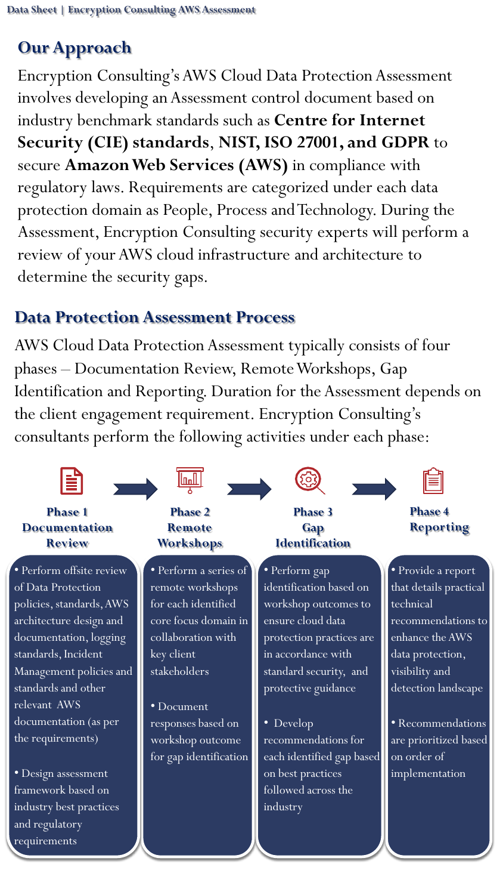## Our Approach

Encryption Consulting's AWS Cloud Data Protection Assessment involves developing an Assessment control document based on industry benchmark standards such as **Centre for Internet Security (CIE) standards**, **NIST, ISO 27001, and GDPR** to secure **Amazon Web Services (AWS)** in compliance with regulatory laws. Requirements are categorized under each data protection domain as People, Process and Technology. During the Assessment, Encryption Consulting security experts will perform a review of your AWS cloud infrastructure and architecture to determine the security gaps.

## Data Protection Assessment Process

AWS Cloud Data Protection Assessment typically consists of four phases – Documentation Review, Remote Workshops, Gap Identification and Reporting. Duration for the Assessment depends on the client engagement requirement. Encryption Consulting's consultants perform the following activities under each phase:

### Phase 1 Documentation Review

- Perform offsite review of Data Protection policies, standards, AWS architecture design and documentation, logging standards, Incident Management policies and standards and other relevant AWS documentation (as per the requirements)
- Design assessment framework based on industry best practices and regulatory requirements

### Phase 2 Remote Workshops

- Perform a series of remote workshops for each identified core focus domain in collaboration with key client stakeholders
- Document responses based on workshop outcome for gap identification

### Phase 3 Gap Identification

- Perform gap identification based on workshop outcomes to ensure cloud data protection practices are in accordance with standard security, and protective guidance
- Develop recommendations for each identified gap based on best practices followed across the industry

### Phase 4 Reporting

- Provide a report that details practical technical recommendations to enhance the AWS data protection, visibility and detection landscape
- Recommendations are prioritized based on order of implementation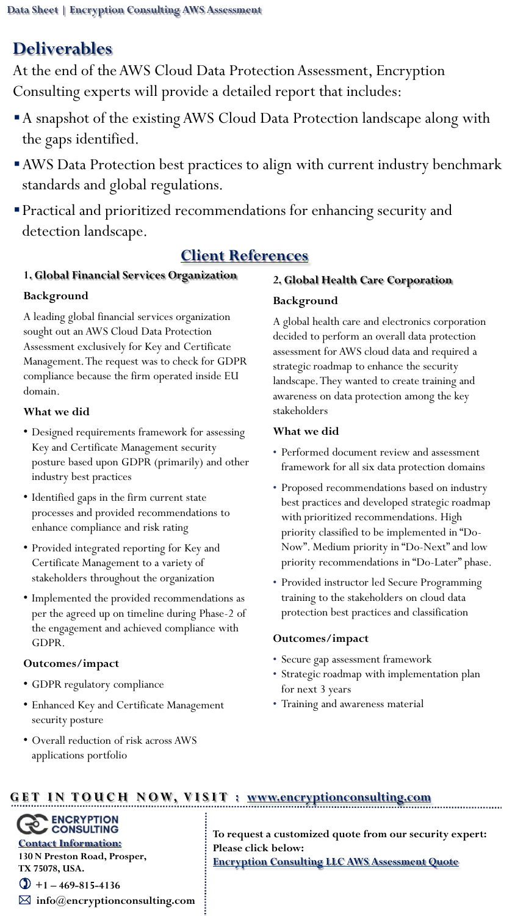## Deliverables

At the end of the AWS Cloud Data Protection Assessment, Encryption Consulting experts will provide a detailed report that includes:

- A snapshot of the existing AWS Cloud Data Protection landscape along with the gaps identified.
- AWS Data Protection best practices to align with current industry benchmark standards and global regulations.
- Practical and prioritized recommendations for enhancing security and detection landscape.

## Client References

### 1. Global Financial Services Organization

**Background**

A leading global financial services organization sought out an AWS Cloud Data Protection Assessment exclusively for Key and Certificate Management. The request was to check for GDPR compliance because the firm operated inside EU domain.

**What we did**

- Designed requirements framework for assessing Key and Certificate Management security posture based upon GDPR (primarily) and other industry best practices
- Identified gaps in the firm current state processes and provided recommendations to enhance compliance and risk rating
- Provided integrated reporting for Key and Certificate Management to a variety of stakeholders throughout the organization
- Implemented the provided recommendations as per the agreed up on timeline during Phase-2 of the engagement and achieved compliance with GDPR.

**Outcomes/impact**

- GDPR regulatory compliance
- Enhanced Key and Certificate Management security posture
- Overall reduction of risk across AWS applications portfolio

### 2. Global Health Care Corporation

**Background**

A global health care and electronics corporation decided to perform an overall data protection assessment for AWS cloud data and required a strategic roadmap to enhance the security landscape. They wanted to create training and awareness on data protection among the key stakeholders

**What we did**

- Performed document review and assessment framework for all six data protection domains
- Proposed recommendations based on industry best practices and developed strategic roadmap with prioritized recommendations. High priority classified to be implemented in "Do-Now". Medium priority in "Do-Next" and low priority recommendations in "Do-Later" phase.
- Provided instructor led Secure Programming training to the stakeholders on cloud data protection best practices and classification

**Outcomes/impact**

- Secure gap assessment framework
- Strategic roadmap with implementation plan for next 3 years
- Training and awareness material

**GET IN TOUCH NOW, VISIT : [www.encryptionconsulting.com](www.encryptionconsulting.com)**

ENCRYPTION CONSULTING

**Contact Information:**

**130 N Preston Road, Prosper, TX 75078, USA.**

**+1 – 469-815-4136**

**info@encryptionconsulting.com**

**To request a customized quote from our security expert: Please click below:**

**Encryption Consulting LLC AWS Assessment Quote**